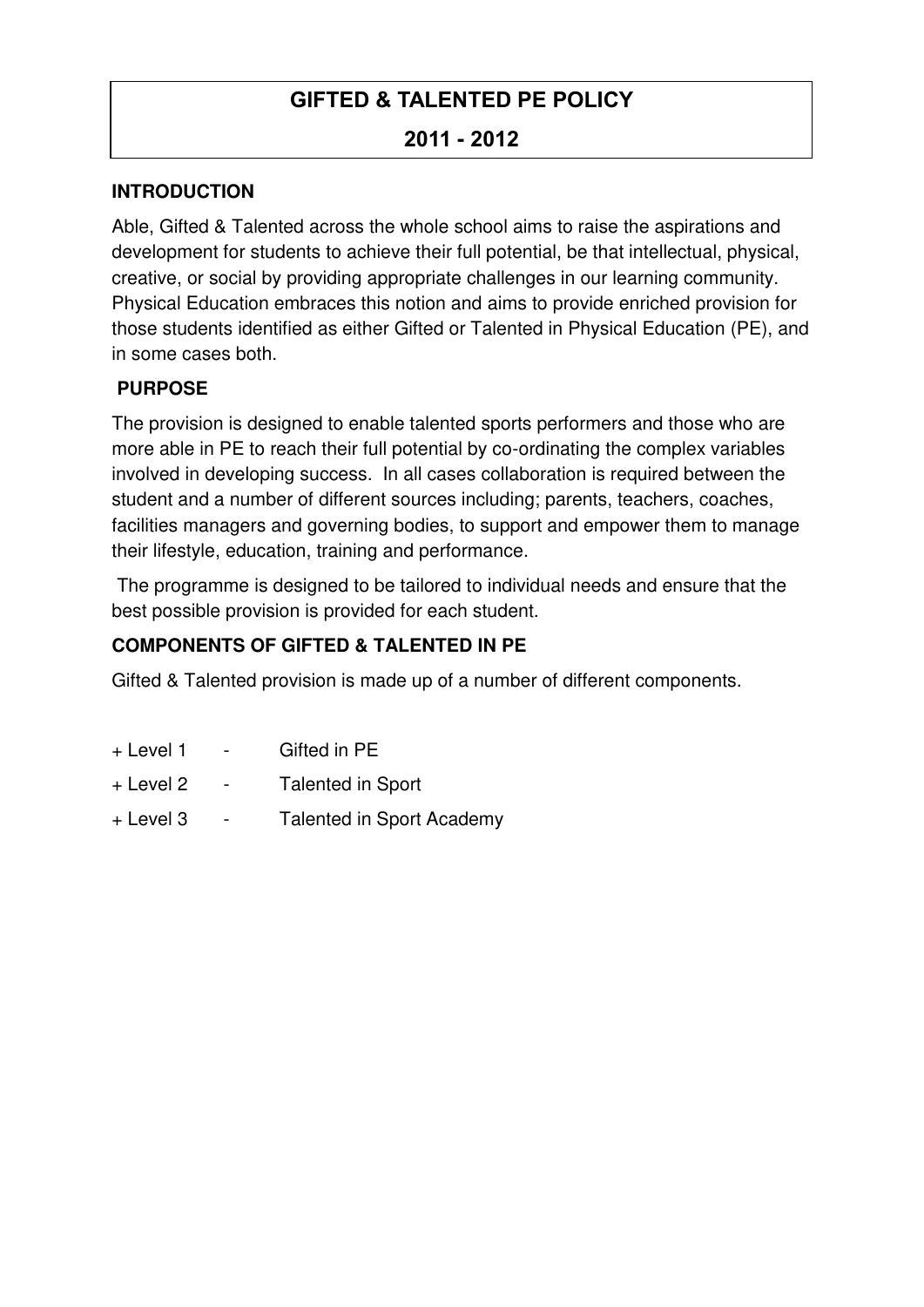# GIFTED & TALENTED PE POLICY

## 2011 - 2012

### INTRODUCTION

Able, Gifted & Talented across the whole school aims to raise the aspirations and development for students to achieve their full potential, be that intellectual, physical, creative, or social by providing appropriate challenges in our learning community. Physical Education embraces this notion and aims to provide enriched provision for those students identified as either Gifted or Talented in Physical Education (PE), and in some cases both.

### PURPOSE

The provision is designed to enable talented sports performers and those who are more able in PE to reach their full potential by co-ordinating the complex variables involved in developing success. In all cases collaboration is required between the student and a number of different sources including; parents, teachers, coaches, facilities managers and governing bodies, to support and empower them to manage their lifestyle, education, training and performance.

The programme is designed to be tailored to individual needs and ensure that the best possible provision is provided for each student.

### COMPONENTS OF GIFTED & TALENTED IN PE

Gifted & Talented provision is made up of a number of different components.

+ Level 1 - Gifted in PE
+ Level 2 - Talented in Sport
+ Level 3 - Talented in Sport Academy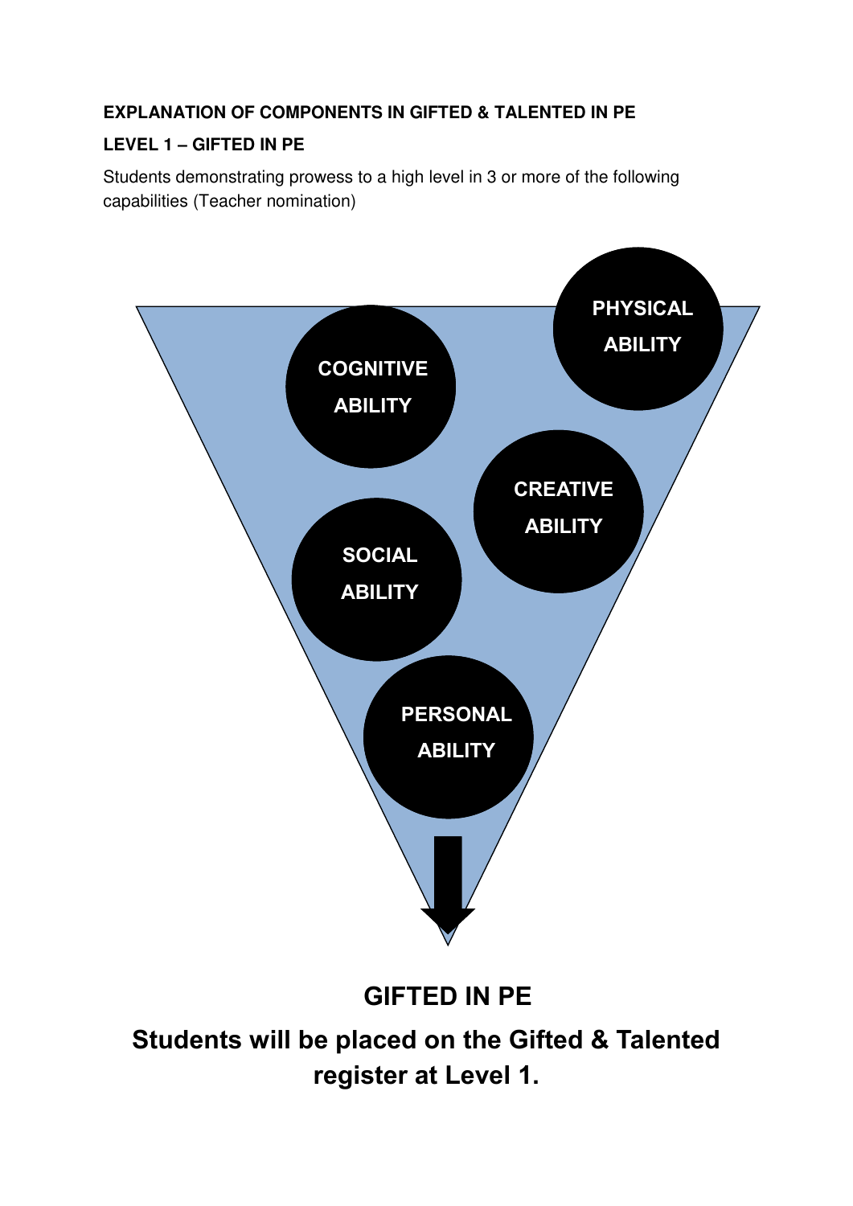**EXPLANATION OF COMPONENTS IN GIFTED & TALENTED IN PE**

**LEVEL 1 – GIFTED IN PE**

Students demonstrating prowess to a high level in 3 or more of the following capabilities (Teacher nomination)

PHYSICAL ABILITY

COGNITIVE ABILITY

CREATIVE ABILITY

SOCIAL ABILITY

PERSONAL ABILITY

**GIFTED IN PE**

**Students will be placed on the Gifted & Talented register at Level 1.**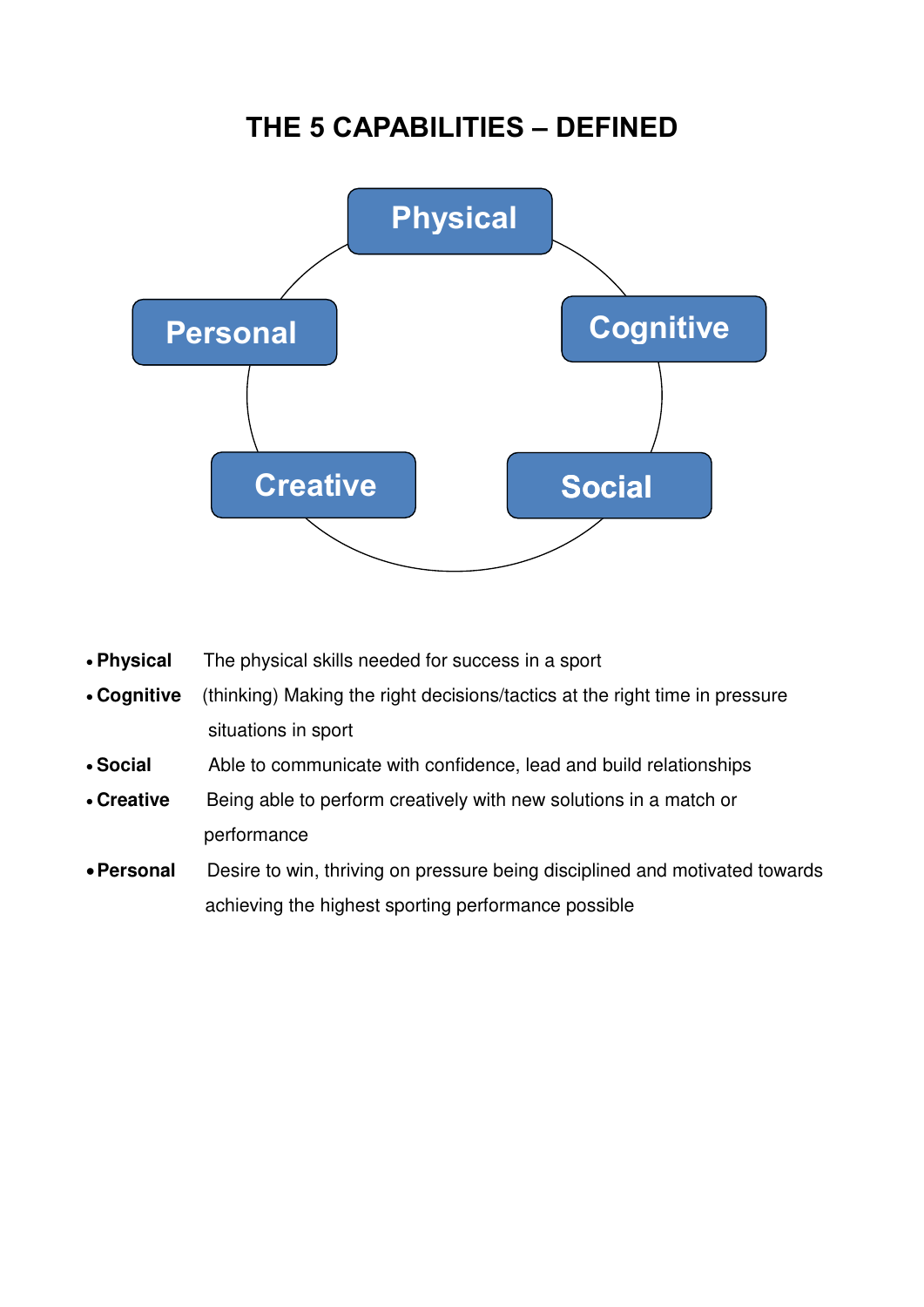# THE 5 CAPABILITIES – DEFINED

Physical

Personal

Cognitive

Creative

Social

- **Physical** The physical skills needed for success in a sport
- **Cognitive** (thinking) Making the right decisions/tactics at the right time in pressure situations in sport
- **Social** Able to communicate with confidence, lead and build relationships
- **Creative** Being able to perform creatively with new solutions in a match or performance
- **Personal** Desire to win, thriving on pressure being disciplined and motivated towards achieving the highest sporting performance possible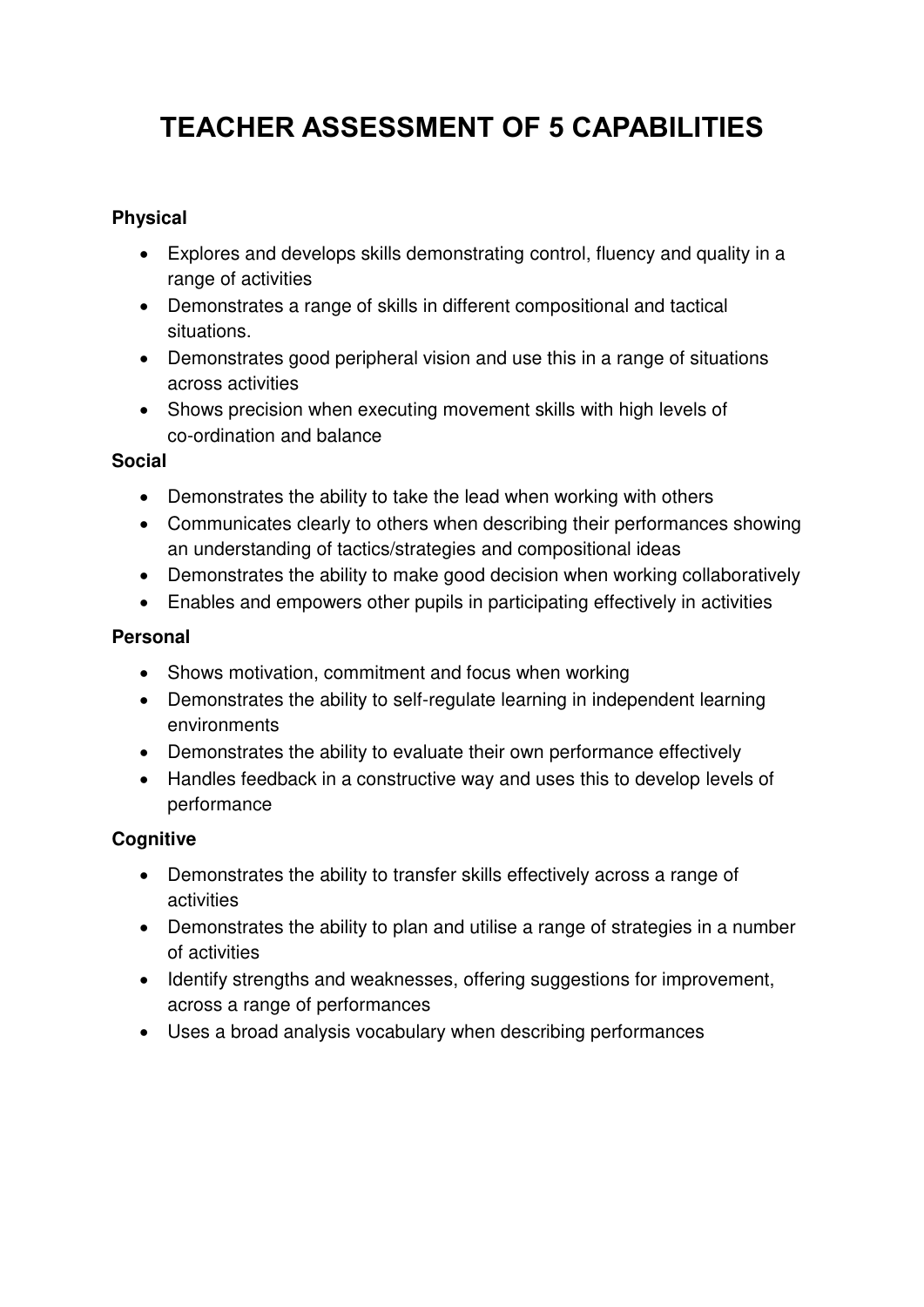# TEACHER ASSESSMENT OF 5 CAPABILITIES

**Physical**

- Explores and develops skills demonstrating control, fluency and quality in a range of activities
- Demonstrates a range of skills in different compositional and tactical situations.
- Demonstrates good peripheral vision and use this in a range of situations across activities
- Shows precision when executing movement skills with high levels of co-ordination and balance

**Social**

- Demonstrates the ability to take the lead when working with others
- Communicates clearly to others when describing their performances showing an understanding of tactics/strategies and compositional ideas
- Demonstrates the ability to make good decision when working collaboratively
- Enables and empowers other pupils in participating effectively in activities

**Personal**

- Shows motivation, commitment and focus when working
- Demonstrates the ability to self-regulate learning in independent learning environments
- Demonstrates the ability to evaluate their own performance effectively
- Handles feedback in a constructive way and uses this to develop levels of performance

**Cognitive**

- Demonstrates the ability to transfer skills effectively across a range of activities
- Demonstrates the ability to plan and utilise a range of strategies in a number of activities
- Identify strengths and weaknesses, offering suggestions for improvement, across a range of performances
- Uses a broad analysis vocabulary when describing performances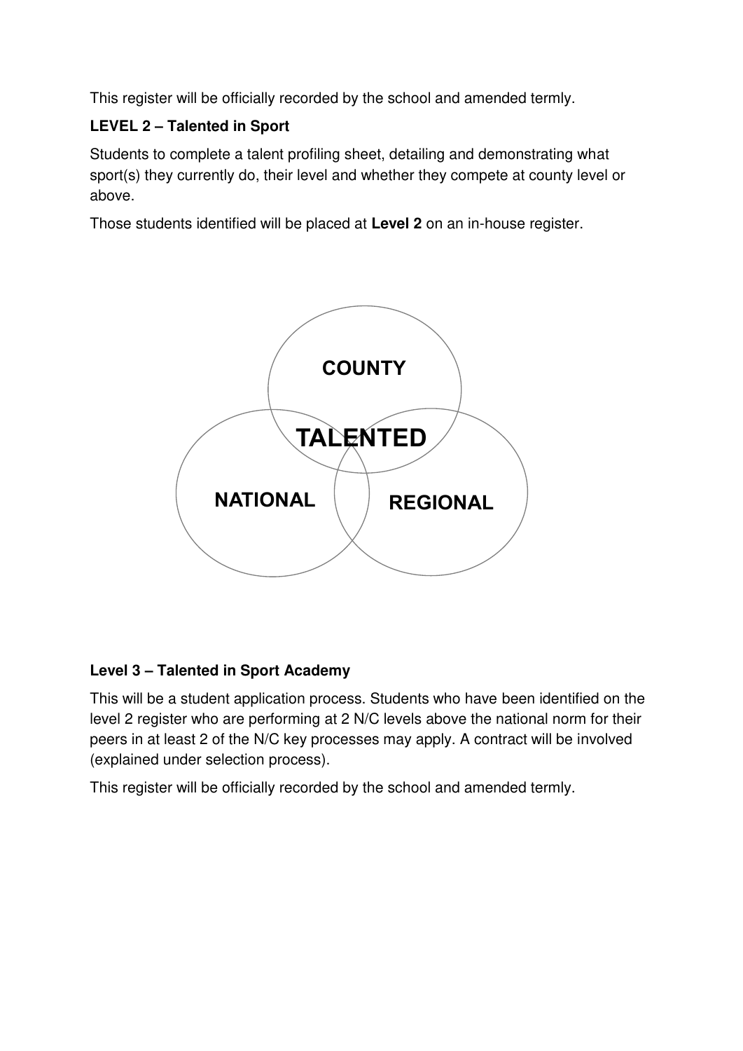This register will be officially recorded by the school and amended termly.

**LEVEL 2 – Talented in Sport**

Students to complete a talent profiling sheet, detailing and demonstrating what sport(s) they currently do, their level and whether they compete at county level or above.

Those students identified will be placed at **Level 2** on an in-house register.

COUNTY

TALENTED

NATIONAL

REGIONAL

**Level 3 – Talented in Sport Academy**

This will be a student application process. Students who have been identified on the level 2 register who are performing at 2 N/C levels above the national norm for their peers in at least 2 of the N/C key processes may apply. A contract will be involved (explained under selection process).

This register will be officially recorded by the school and amended termly.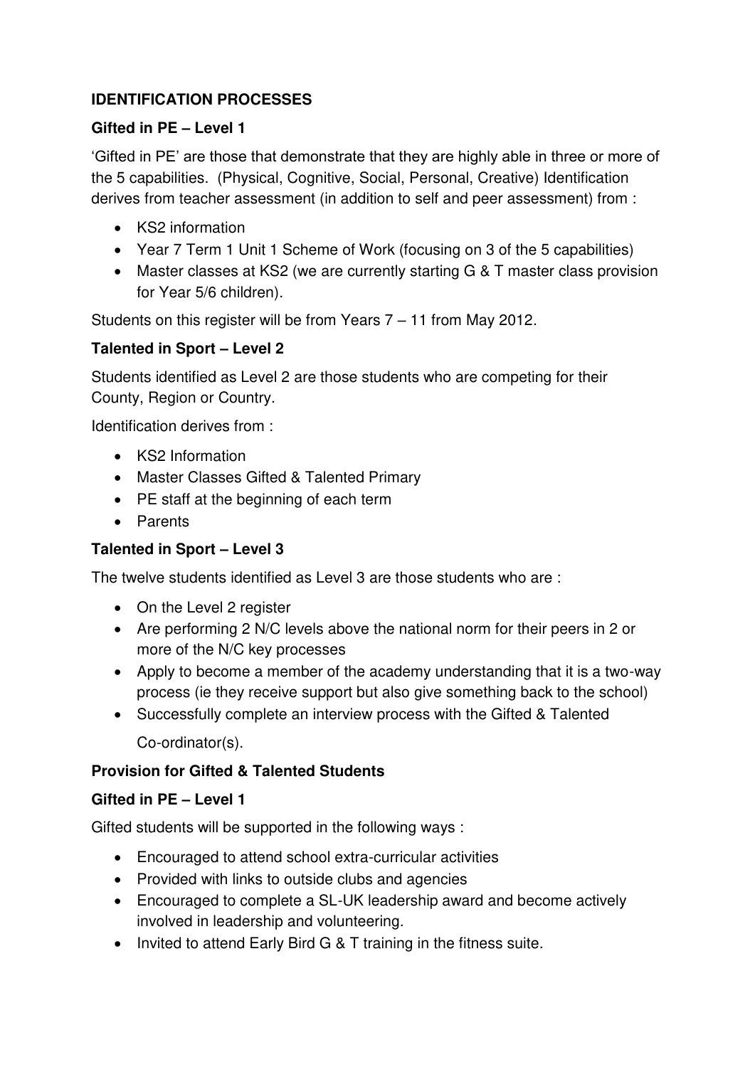## IDENTIFICATION PROCESSES

### Gifted in PE – Level 1

'Gifted in PE' are those that demonstrate that they are highly able in three or more of the 5 capabilities. (Physical, Cognitive, Social, Personal, Creative) Identification derives from teacher assessment (in addition to self and peer assessment) from :

- KS2 information
- Year 7 Term 1 Unit 1 Scheme of Work (focusing on 3 of the 5 capabilities)
- Master classes at KS2 (we are currently starting G & T master class provision for Year 5/6 children).

Students on this register will be from Years 7 – 11 from May 2012.

### Talented in Sport – Level 2

Students identified as Level 2 are those students who are competing for their County, Region or Country.

Identification derives from :

- KS2 Information
- Master Classes Gifted & Talented Primary
- PE staff at the beginning of each term
- Parents

### Talented in Sport – Level 3

The twelve students identified as Level 3 are those students who are :

- On the Level 2 register
- Are performing 2 N/C levels above the national norm for their peers in 2 or more of the N/C key processes
- Apply to become a member of the academy understanding that it is a two-way process (ie they receive support but also give something back to the school)
- Successfully complete an interview process with the Gifted & Talented Co-ordinator(s).

## Provision for Gifted & Talented Students

### Gifted in PE – Level 1

Gifted students will be supported in the following ways :

- Encouraged to attend school extra-curricular activities
- Provided with links to outside clubs and agencies
- Encouraged to complete a SL-UK leadership award and become actively involved in leadership and volunteering.
- Invited to attend Early Bird G & T training in the fitness suite.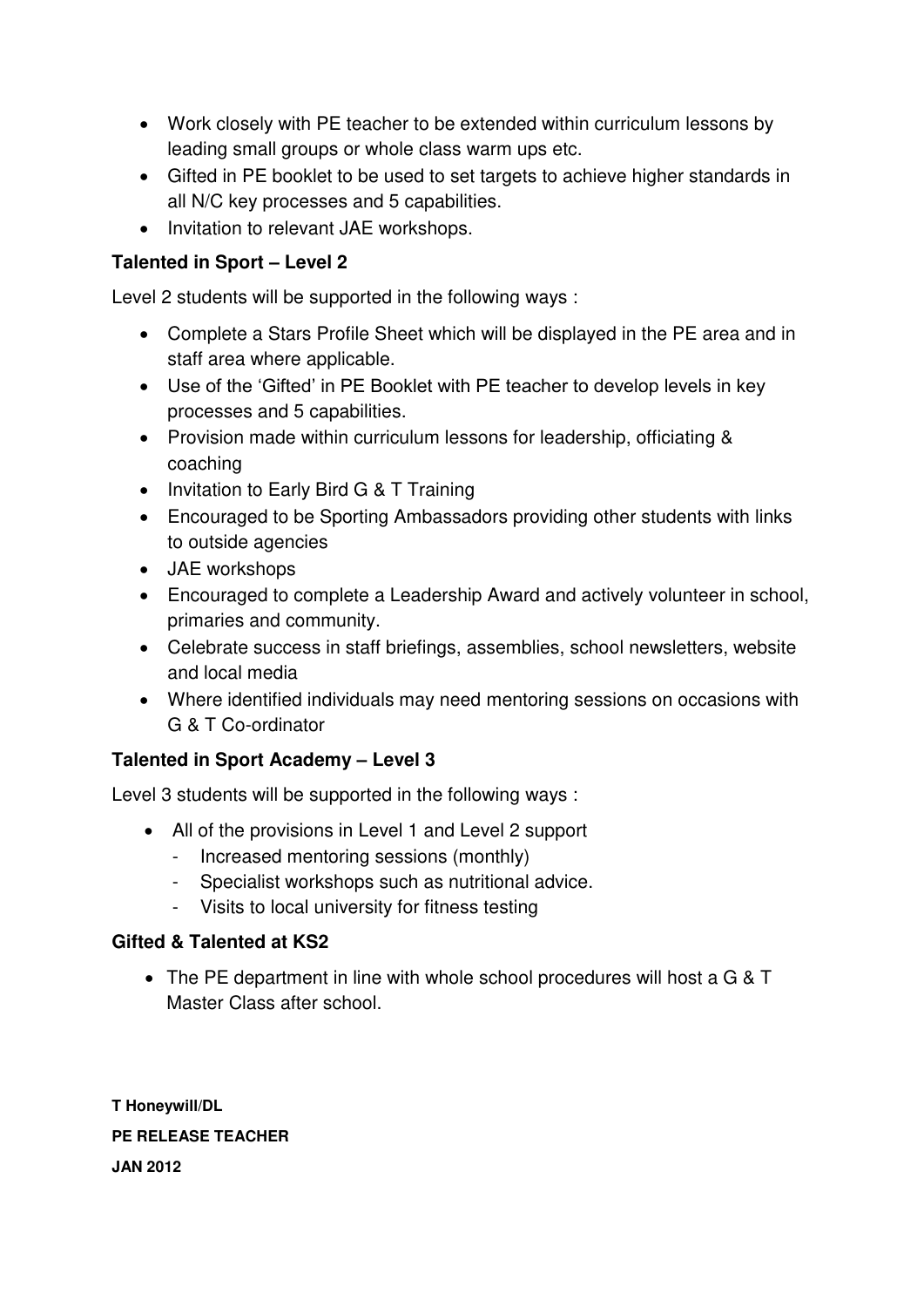- Work closely with PE teacher to be extended within curriculum lessons by leading small groups or whole class warm ups etc.
- Gifted in PE booklet to be used to set targets to achieve higher standards in all N/C key processes and 5 capabilities.
- Invitation to relevant JAE workshops.

**Talented in Sport – Level 2**

Level 2 students will be supported in the following ways :

- Complete a Stars Profile Sheet which will be displayed in the PE area and in staff area where applicable.
- Use of the 'Gifted' in PE Booklet with PE teacher to develop levels in key processes and 5 capabilities.
- Provision made within curriculum lessons for leadership, officiating & coaching
- Invitation to Early Bird G & T Training
- Encouraged to be Sporting Ambassadors providing other students with links to outside agencies
- JAE workshops
- Encouraged to complete a Leadership Award and actively volunteer in school, primaries and community.
- Celebrate success in staff briefings, assemblies, school newsletters, website and local media
- Where identified individuals may need mentoring sessions on occasions with G & T Co-ordinator

**Talented in Sport Academy – Level 3**

Level 3 students will be supported in the following ways :

- All of the provisions in Level 1 and Level 2 support
  - Increased mentoring sessions (monthly)
  - Specialist workshops such as nutritional advice.
  - Visits to local university for fitness testing

**Gifted & Talented at KS2**

- The PE department in line with whole school procedures will host a G & T Master Class after school.

**T Honeywill/DL**

**PE RELEASE TEACHER**

**JAN 2012**